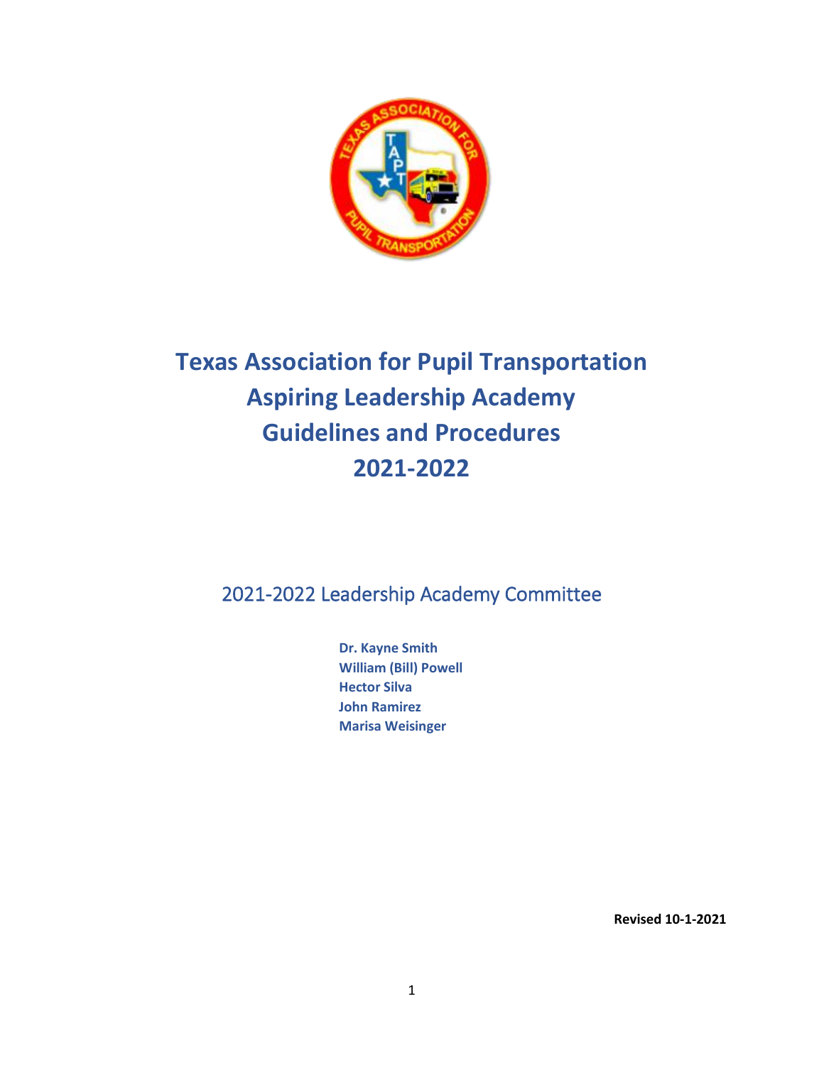# Texas Association for Pupil Transportation
# Aspiring Leadership Academy
# Guidelines and Procedures
# 2021-2022

## 2021-2022 Leadership Academy Committee

**Dr. Kayne Smith**
**William (Bill) Powell**
**Hector Silva**
**John Ramirez**
**Marisa Weisinger**

**Revised 10-1-2021**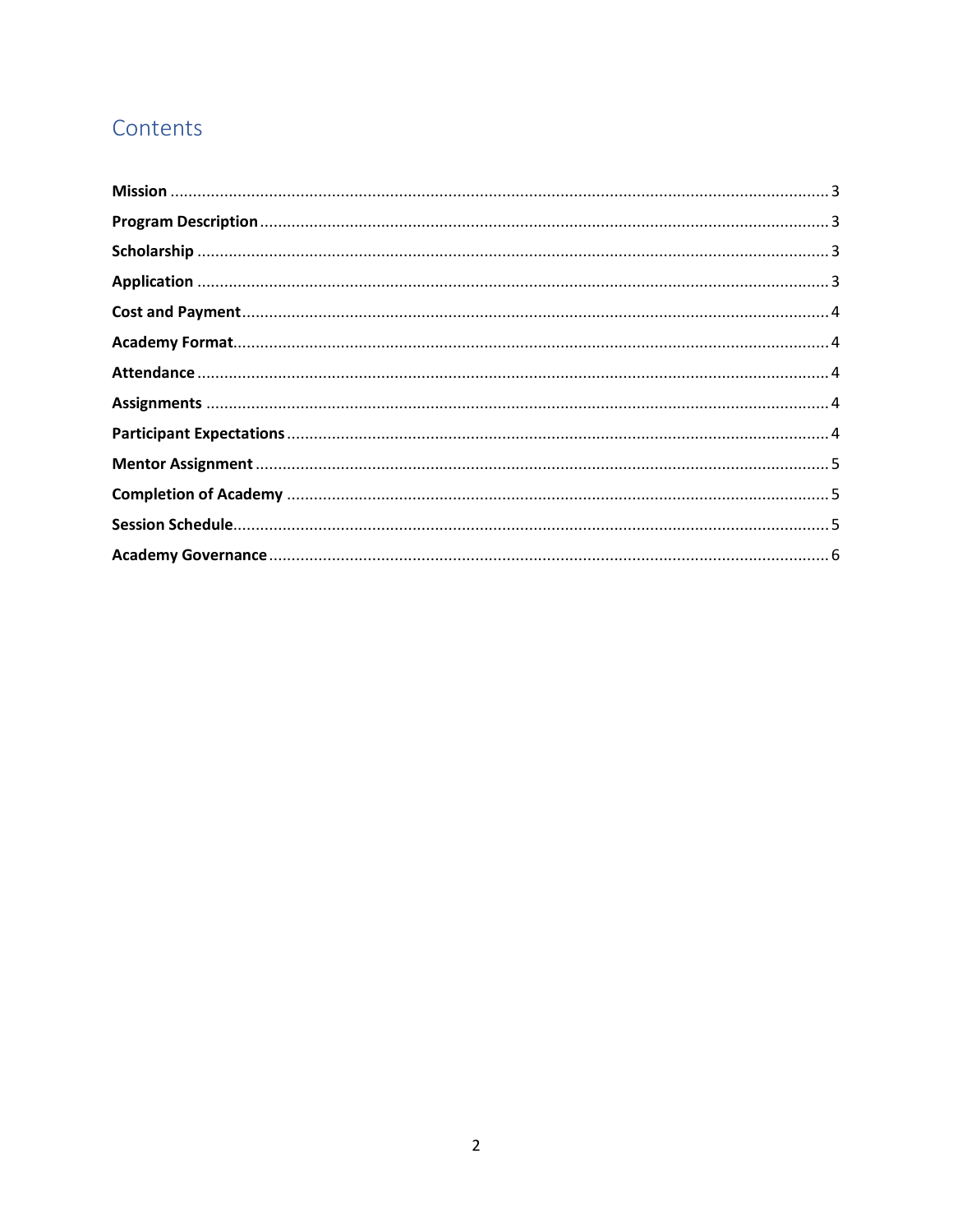# Contents

**Mission** ........................................................................................................................................ 3
**Program Description** .................................................................................................................. 3
**Scholarship** .................................................................................................................................. 3
**Application** .................................................................................................................................. 3
**Cost and Payment** ........................................................................................................................ 4
**Academy Format** .......................................................................................................................... 4
**Attendance** .................................................................................................................................. 4
**Assignments** ................................................................................................................................ 4
**Participant Expectations** ............................................................................................................ 4
**Mentor Assignment** ..................................................................................................................... 5
**Completion of Academy** .............................................................................................................. 5
**Session Schedule** .......................................................................................................................... 5
**Academy Governance** .................................................................................................................. 6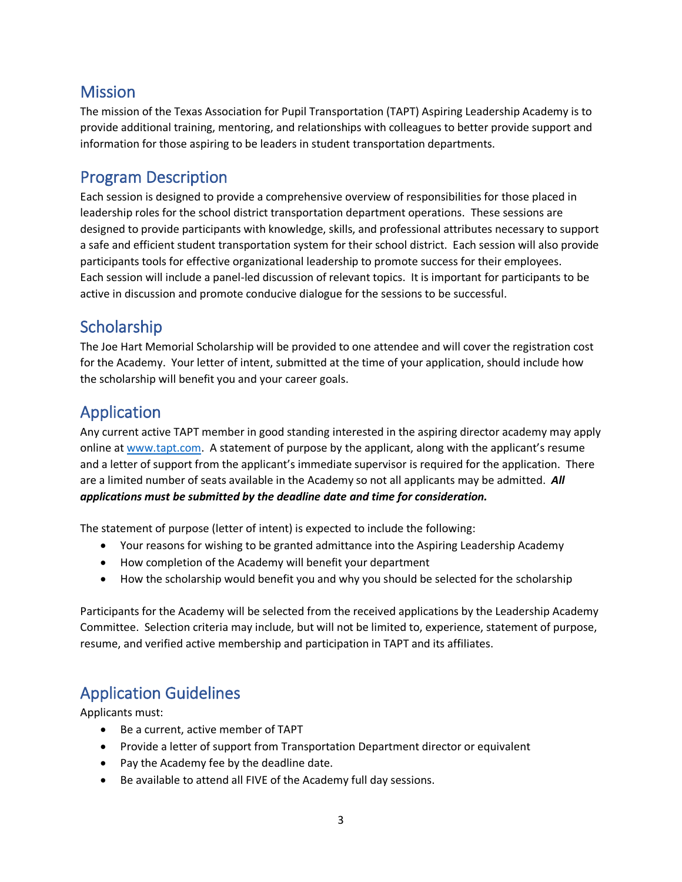## Mission

The mission of the Texas Association for Pupil Transportation (TAPT) Aspiring Leadership Academy is to provide additional training, mentoring, and relationships with colleagues to better provide support and information for those aspiring to be leaders in student transportation departments.

## Program Description

Each session is designed to provide a comprehensive overview of responsibilities for those placed in leadership roles for the school district transportation department operations. These sessions are designed to provide participants with knowledge, skills, and professional attributes necessary to support a safe and efficient student transportation system for their school district. Each session will also provide participants tools for effective organizational leadership to promote success for their employees. Each session will include a panel-led discussion of relevant topics. It is important for participants to be active in discussion and promote conducive dialogue for the sessions to be successful.

## Scholarship

The Joe Hart Memorial Scholarship will be provided to one attendee and will cover the registration cost for the Academy. Your letter of intent, submitted at the time of your application, should include how the scholarship will benefit you and your career goals.

## Application

Any current active TAPT member in good standing interested in the aspiring director academy may apply online at [www.tapt.com](www.tapt.com). A statement of purpose by the applicant, along with the applicant's resume and a letter of support from the applicant's immediate supervisor is required for the application. There are a limited number of seats available in the Academy so not all applicants may be admitted. ***All applications must be submitted by the deadline date and time for consideration.***

The statement of purpose (letter of intent) is expected to include the following:

- Your reasons for wishing to be granted admittance into the Aspiring Leadership Academy
- How completion of the Academy will benefit your department
- How the scholarship would benefit you and why you should be selected for the scholarship

Participants for the Academy will be selected from the received applications by the Leadership Academy Committee. Selection criteria may include, but will not be limited to, experience, statement of purpose, resume, and verified active membership and participation in TAPT and its affiliates.

## Application Guidelines

Applicants must:

- Be a current, active member of TAPT
- Provide a letter of support from Transportation Department director or equivalent
- Pay the Academy fee by the deadline date.
- Be available to attend all FIVE of the Academy full day sessions.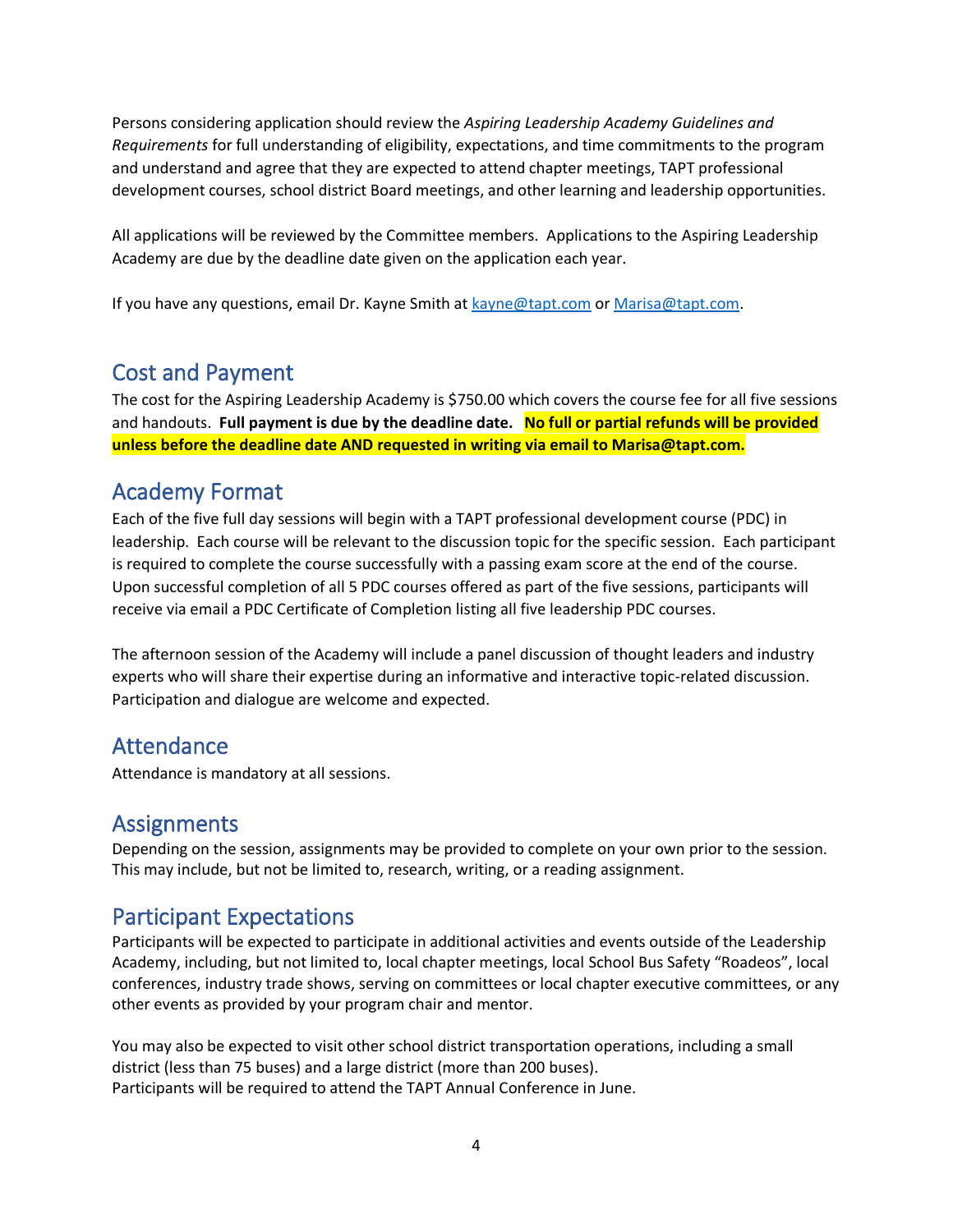Persons considering application should review the *Aspiring Leadership Academy Guidelines and Requirements* for full understanding of eligibility, expectations, and time commitments to the program and understand and agree that they are expected to attend chapter meetings, TAPT professional development courses, school district Board meetings, and other learning and leadership opportunities.

All applications will be reviewed by the Committee members. Applications to the Aspiring Leadership Academy are due by the deadline date given on the application each year.

If you have any questions, email Dr. Kayne Smith at kayne@tapt.com or Marisa@tapt.com.

## Cost and Payment

The cost for the Aspiring Leadership Academy is $750.00 which covers the course fee for all five sessions and handouts. **Full payment is due by the deadline date.** **No full or partial refunds will be provided unless before the deadline date AND requested in writing via email to Marisa@tapt.com.**

## Academy Format

Each of the five full day sessions will begin with a TAPT professional development course (PDC) in leadership. Each course will be relevant to the discussion topic for the specific session. Each participant is required to complete the course successfully with a passing exam score at the end of the course. Upon successful completion of all 5 PDC courses offered as part of the five sessions, participants will receive via email a PDC Certificate of Completion listing all five leadership PDC courses.

The afternoon session of the Academy will include a panel discussion of thought leaders and industry experts who will share their expertise during an informative and interactive topic-related discussion. Participation and dialogue are welcome and expected.

## Attendance

Attendance is mandatory at all sessions.

## Assignments

Depending on the session, assignments may be provided to complete on your own prior to the session. This may include, but not be limited to, research, writing, or a reading assignment.

## Participant Expectations

Participants will be expected to participate in additional activities and events outside of the Leadership Academy, including, but not limited to, local chapter meetings, local School Bus Safety "Roadeos", local conferences, industry trade shows, serving on committees or local chapter executive committees, or any other events as provided by your program chair and mentor.

You may also be expected to visit other school district transportation operations, including a small district (less than 75 buses) and a large district (more than 200 buses).
Participants will be required to attend the TAPT Annual Conference in June.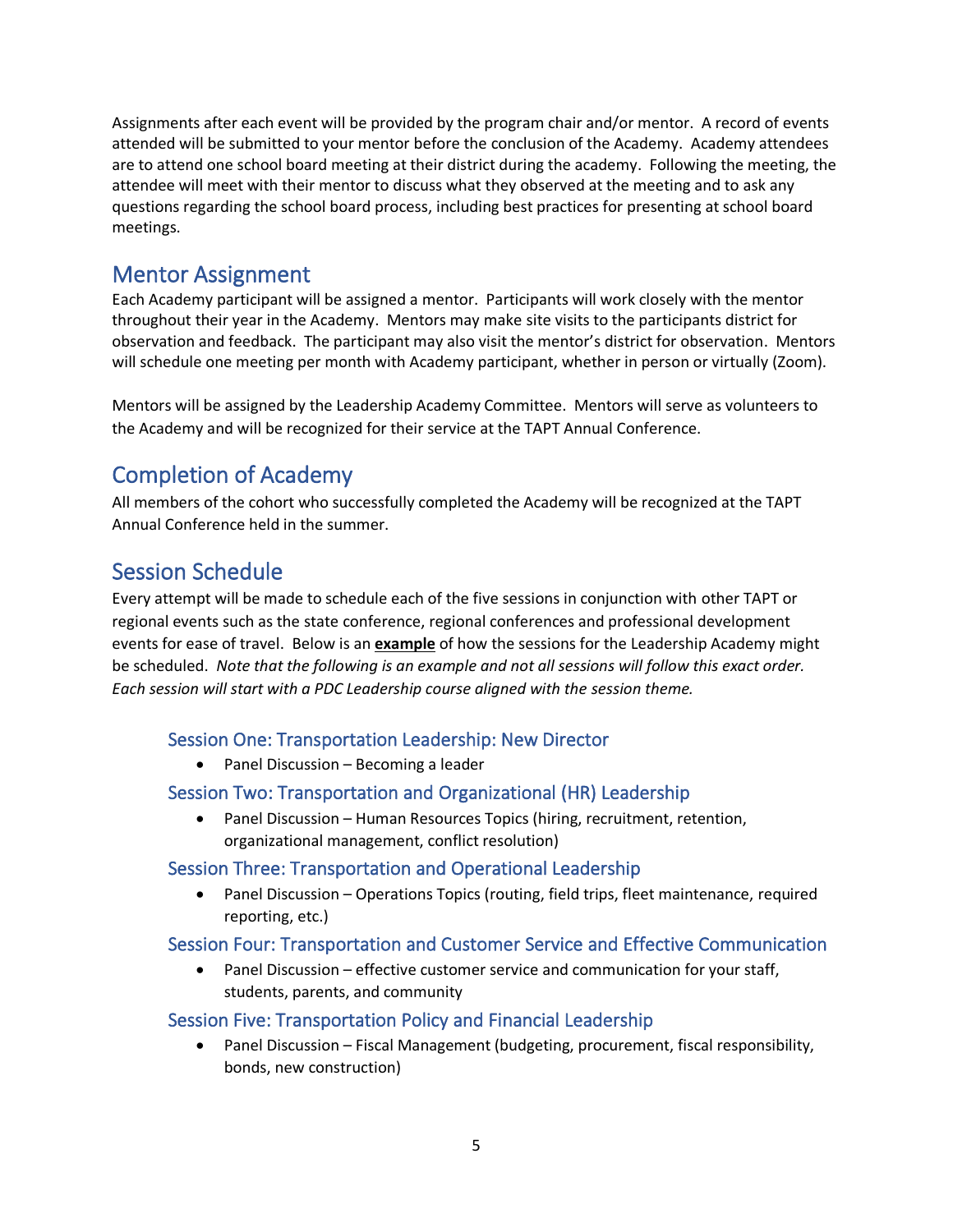Assignments after each event will be provided by the program chair and/or mentor. A record of events attended will be submitted to your mentor before the conclusion of the Academy. Academy attendees are to attend one school board meeting at their district during the academy. Following the meeting, the attendee will meet with their mentor to discuss what they observed at the meeting and to ask any questions regarding the school board process, including best practices for presenting at school board meetings.

## Mentor Assignment

Each Academy participant will be assigned a mentor. Participants will work closely with the mentor throughout their year in the Academy. Mentors may make site visits to the participants district for observation and feedback. The participant may also visit the mentor's district for observation. Mentors will schedule one meeting per month with Academy participant, whether in person or virtually (Zoom).

Mentors will be assigned by the Leadership Academy Committee. Mentors will serve as volunteers to the Academy and will be recognized for their service at the TAPT Annual Conference.

## Completion of Academy

All members of the cohort who successfully completed the Academy will be recognized at the TAPT Annual Conference held in the summer.

## Session Schedule

Every attempt will be made to schedule each of the five sessions in conjunction with other TAPT or regional events such as the state conference, regional conferences and professional development events for ease of travel. Below is an **example** of how the sessions for the Leadership Academy might be scheduled. *Note that the following is an example and not all sessions will follow this exact order. Each session will start with a PDC Leadership course aligned with the session theme.*

### Session One: Transportation Leadership: New Director

- Panel Discussion – Becoming a leader

### Session Two: Transportation and Organizational (HR) Leadership

- Panel Discussion – Human Resources Topics (hiring, recruitment, retention, organizational management, conflict resolution)

### Session Three: Transportation and Operational Leadership

- Panel Discussion – Operations Topics (routing, field trips, fleet maintenance, required reporting, etc.)

### Session Four: Transportation and Customer Service and Effective Communication

- Panel Discussion – effective customer service and communication for your staff, students, parents, and community

### Session Five: Transportation Policy and Financial Leadership

- Panel Discussion – Fiscal Management (budgeting, procurement, fiscal responsibility, bonds, new construction)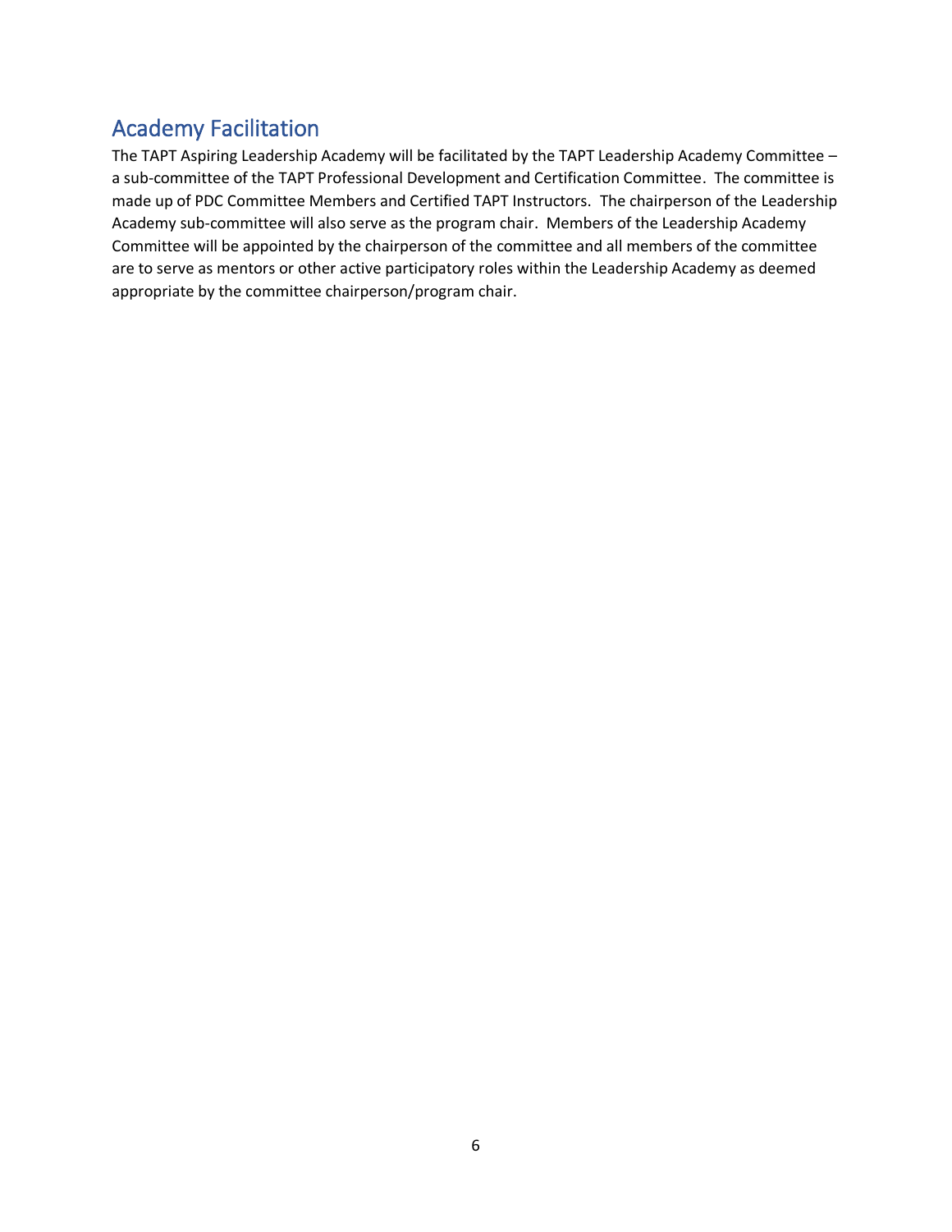## Academy Facilitation

The TAPT Aspiring Leadership Academy will be facilitated by the TAPT Leadership Academy Committee – a sub-committee of the TAPT Professional Development and Certification Committee. The committee is made up of PDC Committee Members and Certified TAPT Instructors. The chairperson of the Leadership Academy sub-committee will also serve as the program chair. Members of the Leadership Academy Committee will be appointed by the chairperson of the committee and all members of the committee are to serve as mentors or other active participatory roles within the Leadership Academy as deemed appropriate by the committee chairperson/program chair.